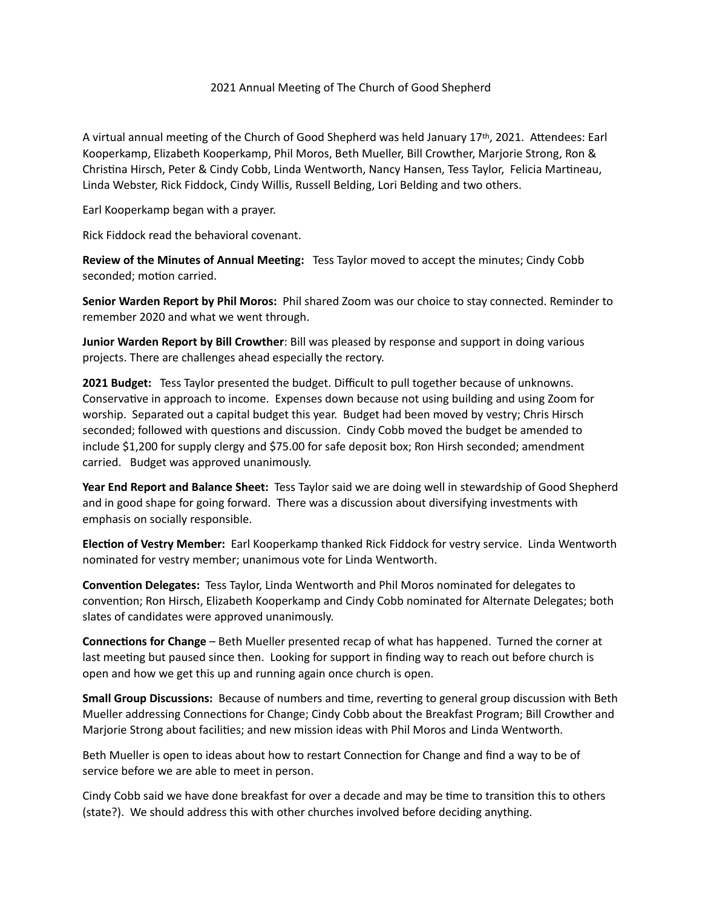# 2021 Annual Meeting of The Church of Good Shepherd

A virtual annual meeting of the Church of Good Shepherd was held January 17th, 2021. Attendees: Earl Kooperkamp, Elizabeth Kooperkamp, Phil Moros, Beth Mueller, Bill Crowther, Marjorie Strong, Ron & Christina Hirsch, Peter & Cindy Cobb, Linda Wentworth, Nancy Hansen, Tess Taylor, Felicia Martineau, Linda Webster, Rick Fiddock, Cindy Willis, Russell Belding, Lori Belding and two others.

Earl Kooperkamp began with a prayer.

Rick Fiddock read the behavioral covenant.

**Review of the Minutes of Annual Meeting:** Tess Taylor moved to accept the minutes; Cindy Cobb seconded; motion carried.

**Senior Warden Report by Phil Moros:** Phil shared Zoom was our choice to stay connected. Reminder to remember 2020 and what we went through.

**Junior Warden Report by Bill Crowther**: Bill was pleased by response and support in doing various projects. There are challenges ahead especially the rectory.

**2021 Budget:** Tess Taylor presented the budget. Difficult to pull together because of unknowns. Conservative in approach to income. Expenses down because not using building and using Zoom for worship. Separated out a capital budget this year. Budget had been moved by vestry; Chris Hirsch seconded; followed with questions and discussion. Cindy Cobb moved the budget be amended to include $1,200 for supply clergy and $75.00 for safe deposit box; Ron Hirsh seconded; amendment carried. Budget was approved unanimously.

**Year End Report and Balance Sheet:** Tess Taylor said we are doing well in stewardship of Good Shepherd and in good shape for going forward. There was a discussion about diversifying investments with emphasis on socially responsible.

**Election of Vestry Member:** Earl Kooperkamp thanked Rick Fiddock for vestry service. Linda Wentworth nominated for vestry member; unanimous vote for Linda Wentworth.

**Convention Delegates:** Tess Taylor, Linda Wentworth and Phil Moros nominated for delegates to convention; Ron Hirsch, Elizabeth Kooperkamp and Cindy Cobb nominated for Alternate Delegates; both slates of candidates were approved unanimously.

**Connections for Change** – Beth Mueller presented recap of what has happened. Turned the corner at last meeting but paused since then. Looking for support in finding way to reach out before church is open and how we get this up and running again once church is open.

**Small Group Discussions:** Because of numbers and time, reverting to general group discussion with Beth Mueller addressing Connections for Change; Cindy Cobb about the Breakfast Program; Bill Crowther and Marjorie Strong about facilities; and new mission ideas with Phil Moros and Linda Wentworth.

Beth Mueller is open to ideas about how to restart Connection for Change and find a way to be of service before we are able to meet in person.

Cindy Cobb said we have done breakfast for over a decade and may be time to transition this to others (state?). We should address this with other churches involved before deciding anything.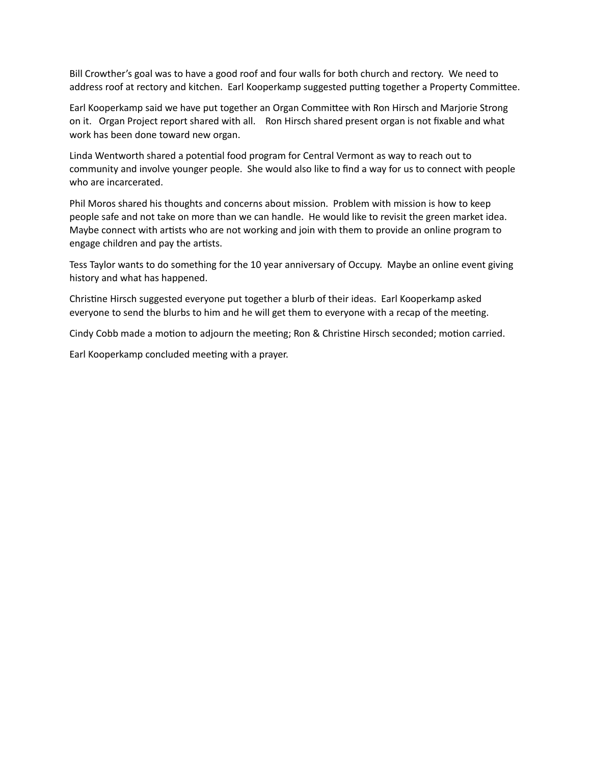Bill Crowther's goal was to have a good roof and four walls for both church and rectory. We need to address roof at rectory and kitchen. Earl Kooperkamp suggested putting together a Property Committee.

Earl Kooperkamp said we have put together an Organ Committee with Ron Hirsch and Marjorie Strong on it. Organ Project report shared with all. Ron Hirsch shared present organ is not fixable and what work has been done toward new organ.

Linda Wentworth shared a potential food program for Central Vermont as way to reach out to community and involve younger people. She would also like to find a way for us to connect with people who are incarcerated.

Phil Moros shared his thoughts and concerns about mission. Problem with mission is how to keep people safe and not take on more than we can handle. He would like to revisit the green market idea. Maybe connect with artists who are not working and join with them to provide an online program to engage children and pay the artists.

Tess Taylor wants to do something for the 10 year anniversary of Occupy. Maybe an online event giving history and what has happened.

Christine Hirsch suggested everyone put together a blurb of their ideas. Earl Kooperkamp asked everyone to send the blurbs to him and he will get them to everyone with a recap of the meeting.

Cindy Cobb made a motion to adjourn the meeting; Ron & Christine Hirsch seconded; motion carried.

Earl Kooperkamp concluded meeting with a prayer.